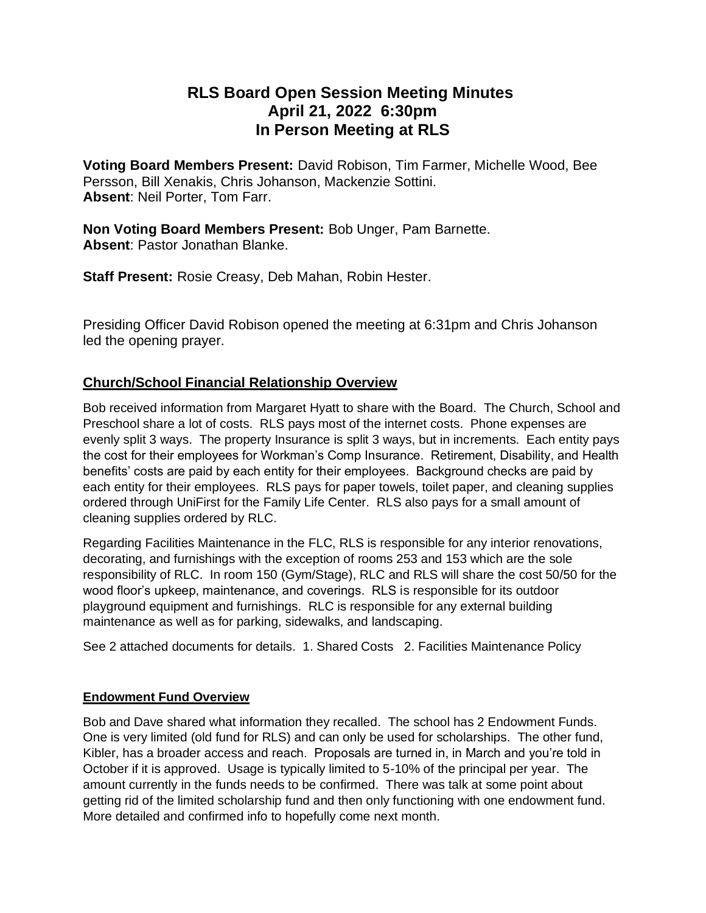# RLS Board Open Session Meeting Minutes
# April 21, 2022 6:30pm
# In Person Meeting at RLS

**Voting Board Members Present:** David Robison, Tim Farmer, Michelle Wood, Bee Persson, Bill Xenakis, Chris Johanson, Mackenzie Sottini.
**Absent**: Neil Porter, Tom Farr.

**Non Voting Board Members Present:** Bob Unger, Pam Barnette.
**Absent**: Pastor Jonathan Blanke.

**Staff Present:** Rosie Creasy, Deb Mahan, Robin Hester.

Presiding Officer David Robison opened the meeting at 6:31pm and Chris Johanson led the opening prayer.

## Church/School Financial Relationship Overview

Bob received information from Margaret Hyatt to share with the Board. The Church, School and Preschool share a lot of costs. RLS pays most of the internet costs. Phone expenses are evenly split 3 ways. The property Insurance is split 3 ways, but in increments. Each entity pays the cost for their employees for Workman's Comp Insurance. Retirement, Disability, and Health benefits' costs are paid by each entity for their employees. Background checks are paid by each entity for their employees. RLS pays for paper towels, toilet paper, and cleaning supplies ordered through UniFirst for the Family Life Center. RLS also pays for a small amount of cleaning supplies ordered by RLC.

Regarding Facilities Maintenance in the FLC, RLS is responsible for any interior renovations, decorating, and furnishings with the exception of rooms 253 and 153 which are the sole responsibility of RLC. In room 150 (Gym/Stage), RLC and RLS will share the cost 50/50 for the wood floor's upkeep, maintenance, and coverings. RLS is responsible for its outdoor playground equipment and furnishings. RLC is responsible for any external building maintenance as well as for parking, sidewalks, and landscaping.

See 2 attached documents for details. 1. Shared Costs 2. Facilities Maintenance Policy

### Endowment Fund Overview

Bob and Dave shared what information they recalled. The school has 2 Endowment Funds. One is very limited (old fund for RLS) and can only be used for scholarships. The other fund, Kibler, has a broader access and reach. Proposals are turned in, in March and you're told in October if it is approved. Usage is typically limited to 5-10% of the principal per year. The amount currently in the funds needs to be confirmed. There was talk at some point about getting rid of the limited scholarship fund and then only functioning with one endowment fund. More detailed and confirmed info to hopefully come next month.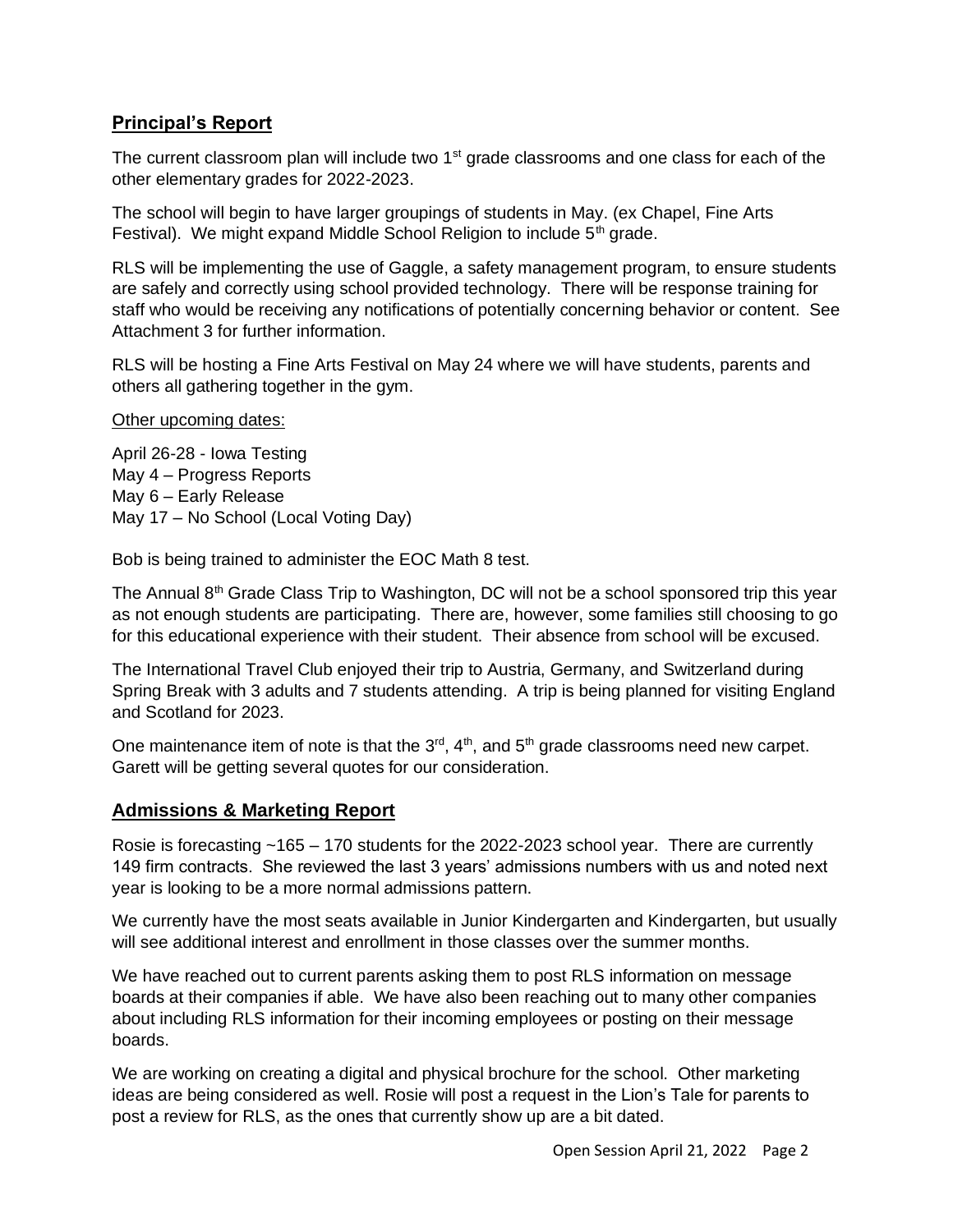## Principal's Report

The current classroom plan will include two 1st grade classrooms and one class for each of the other elementary grades for 2022-2023.

The school will begin to have larger groupings of students in May. (ex Chapel, Fine Arts Festival). We might expand Middle School Religion to include 5th grade.

RLS will be implementing the use of Gaggle, a safety management program, to ensure students are safely and correctly using school provided technology. There will be response training for staff who would be receiving any notifications of potentially concerning behavior or content. See Attachment 3 for further information.

RLS will be hosting a Fine Arts Festival on May 24 where we will have students, parents and others all gathering together in the gym.

Other upcoming dates:

April 26-28 - Iowa Testing
May 4 – Progress Reports
May 6 – Early Release
May 17 – No School (Local Voting Day)

Bob is being trained to administer the EOC Math 8 test.

The Annual 8th Grade Class Trip to Washington, DC will not be a school sponsored trip this year as not enough students are participating. There are, however, some families still choosing to go for this educational experience with their student. Their absence from school will be excused.

The International Travel Club enjoyed their trip to Austria, Germany, and Switzerland during Spring Break with 3 adults and 7 students attending. A trip is being planned for visiting England and Scotland for 2023.

One maintenance item of note is that the 3rd, 4th, and 5th grade classrooms need new carpet. Garett will be getting several quotes for our consideration.

## Admissions & Marketing Report

Rosie is forecasting ~165 – 170 students for the 2022-2023 school year. There are currently 149 firm contracts. She reviewed the last 3 years' admissions numbers with us and noted next year is looking to be a more normal admissions pattern.

We currently have the most seats available in Junior Kindergarten and Kindergarten, but usually will see additional interest and enrollment in those classes over the summer months.

We have reached out to current parents asking them to post RLS information on message boards at their companies if able. We have also been reaching out to many other companies about including RLS information for their incoming employees or posting on their message boards.

We are working on creating a digital and physical brochure for the school. Other marketing ideas are being considered as well. Rosie will post a request in the Lion's Tale for parents to post a review for RLS, as the ones that currently show up are a bit dated.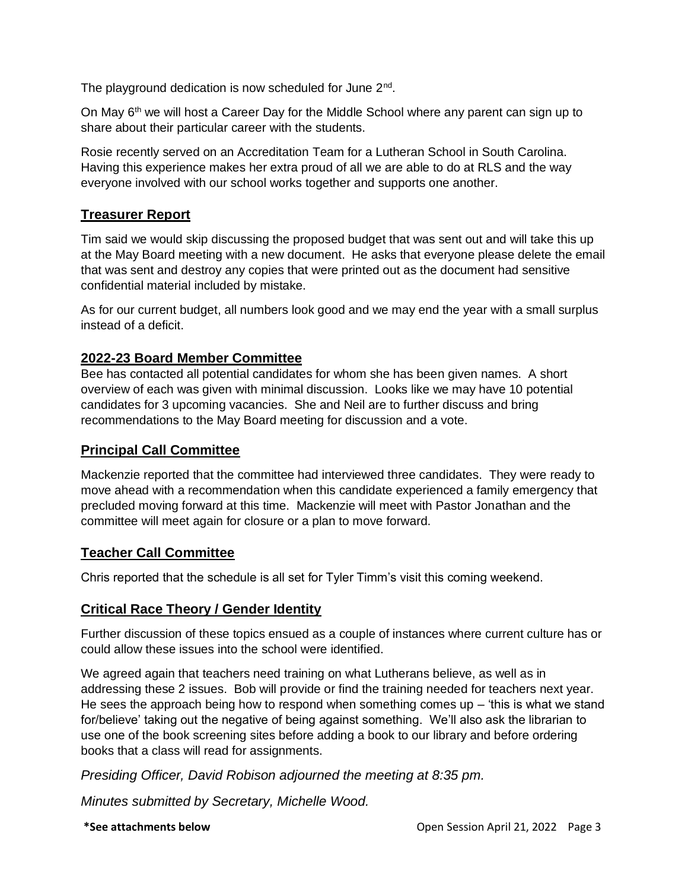The playground dedication is now scheduled for June 2nd.

On May 6th we will host a Career Day for the Middle School where any parent can sign up to share about their particular career with the students.

Rosie recently served on an Accreditation Team for a Lutheran School in South Carolina. Having this experience makes her extra proud of all we are able to do at RLS and the way everyone involved with our school works together and supports one another.

## Treasurer Report

Tim said we would skip discussing the proposed budget that was sent out and will take this up at the May Board meeting with a new document. He asks that everyone please delete the email that was sent and destroy any copies that were printed out as the document had sensitive confidential material included by mistake.

As for our current budget, all numbers look good and we may end the year with a small surplus instead of a deficit.

## 2022-23 Board Member Committee

Bee has contacted all potential candidates for whom she has been given names. A short overview of each was given with minimal discussion. Looks like we may have 10 potential candidates for 3 upcoming vacancies. She and Neil are to further discuss and bring recommendations to the May Board meeting for discussion and a vote.

## Principal Call Committee

Mackenzie reported that the committee had interviewed three candidates. They were ready to move ahead with a recommendation when this candidate experienced a family emergency that precluded moving forward at this time. Mackenzie will meet with Pastor Jonathan and the committee will meet again for closure or a plan to move forward.

## Teacher Call Committee

Chris reported that the schedule is all set for Tyler Timm's visit this coming weekend.

## Critical Race Theory / Gender Identity

Further discussion of these topics ensued as a couple of instances where current culture has or could allow these issues into the school were identified.

We agreed again that teachers need training on what Lutherans believe, as well as in addressing these 2 issues. Bob will provide or find the training needed for teachers next year. He sees the approach being how to respond when something comes up – 'this is what we stand for/believe' taking out the negative of being against something. We'll also ask the librarian to use one of the book screening sites before adding a book to our library and before ordering books that a class will read for assignments.

*Presiding Officer, David Robison adjourned the meeting at 8:35 pm.*

*Minutes submitted by Secretary, Michelle Wood.*

**\*See attachments below**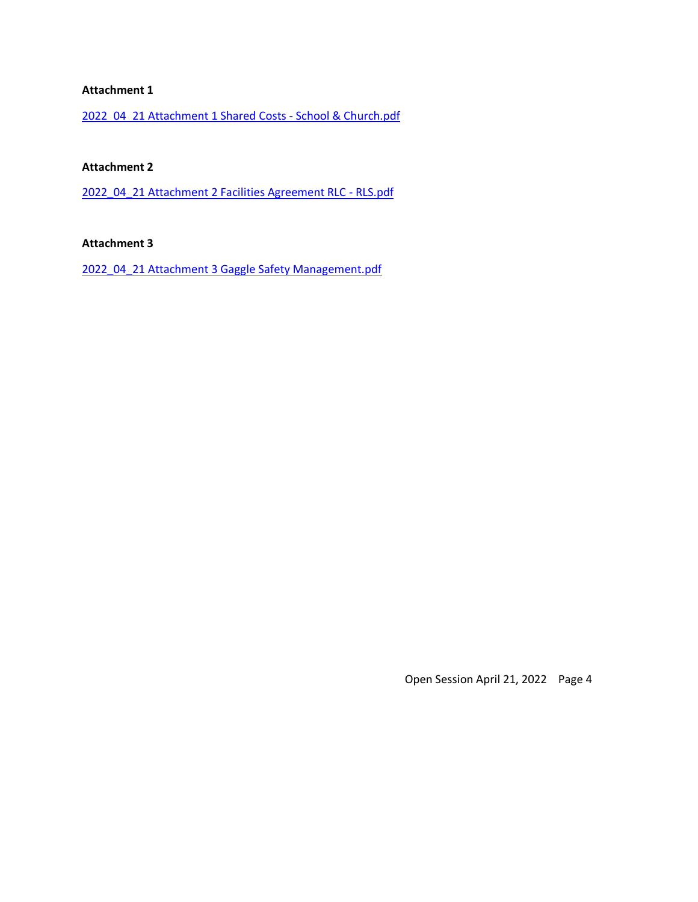**Attachment 1**

2022_04_21 Attachment 1 Shared Costs - School & Church.pdf

**Attachment 2**

2022_04_21 Attachment 2 Facilities Agreement RLC - RLS.pdf

**Attachment 3**

2022_04_21 Attachment 3 Gaggle Safety Management.pdf